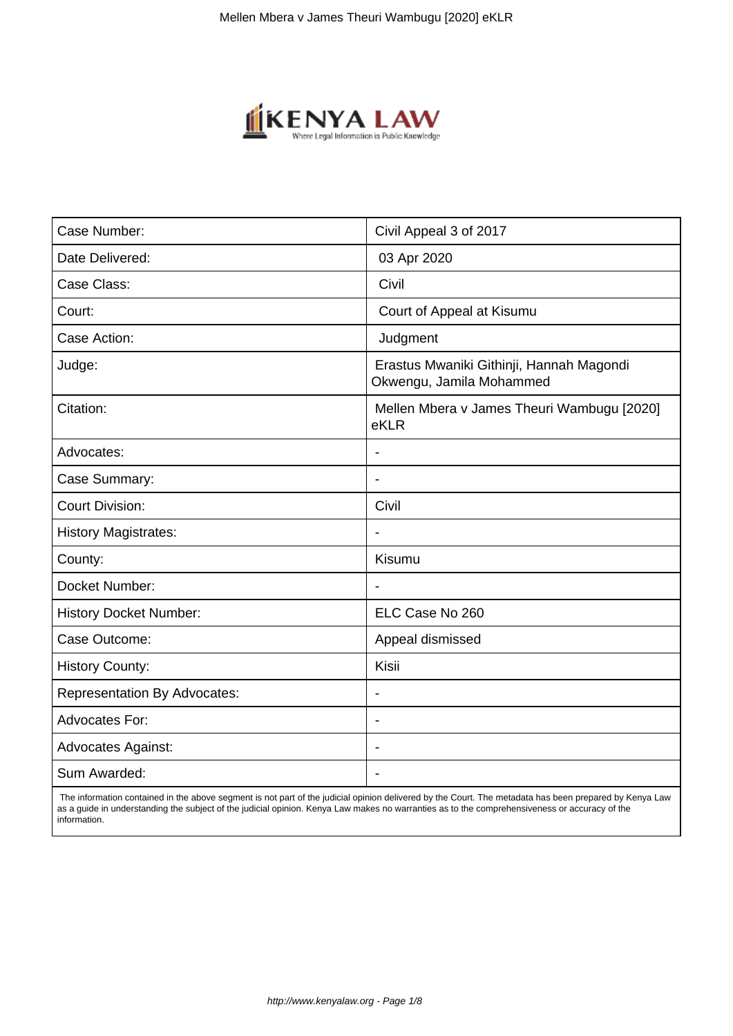| Case Number: | Civil Appeal 3 of 2017 |
| --- | --- |
| Date Delivered: | 03 Apr 2020 |
| Case Class: | Civil |
| Court: | Court of Appeal at Kisumu |
| Case Action: | Judgment |
| Judge: | Erastus Mwaniki Githinji, Hannah Magondi Okwengu, Jamila Mohammed |
| Citation: | Mellen Mbera v James Theuri Wambugu [2020] eKLR |
| Advocates: | - |
| Case Summary: | - |
| Court Division: | Civil |
| History Magistrates: | - |
| County: | Kisumu |
| Docket Number: | - |
| History Docket Number: | ELC Case No 260 |
| Case Outcome: | Appeal dismissed |
| History County: | Kisii |
| Representation By Advocates: | - |
| Advocates For: | - |
| Advocates Against: | - |
| Sum Awarded: | - |

The information contained in the above segment is not part of the judicial opinion delivered by the Court. The metadata has been prepared by Kenya Law as a guide in understanding the subject of the judicial opinion. Kenya Law makes no warranties as to the comprehensiveness or accuracy of the information.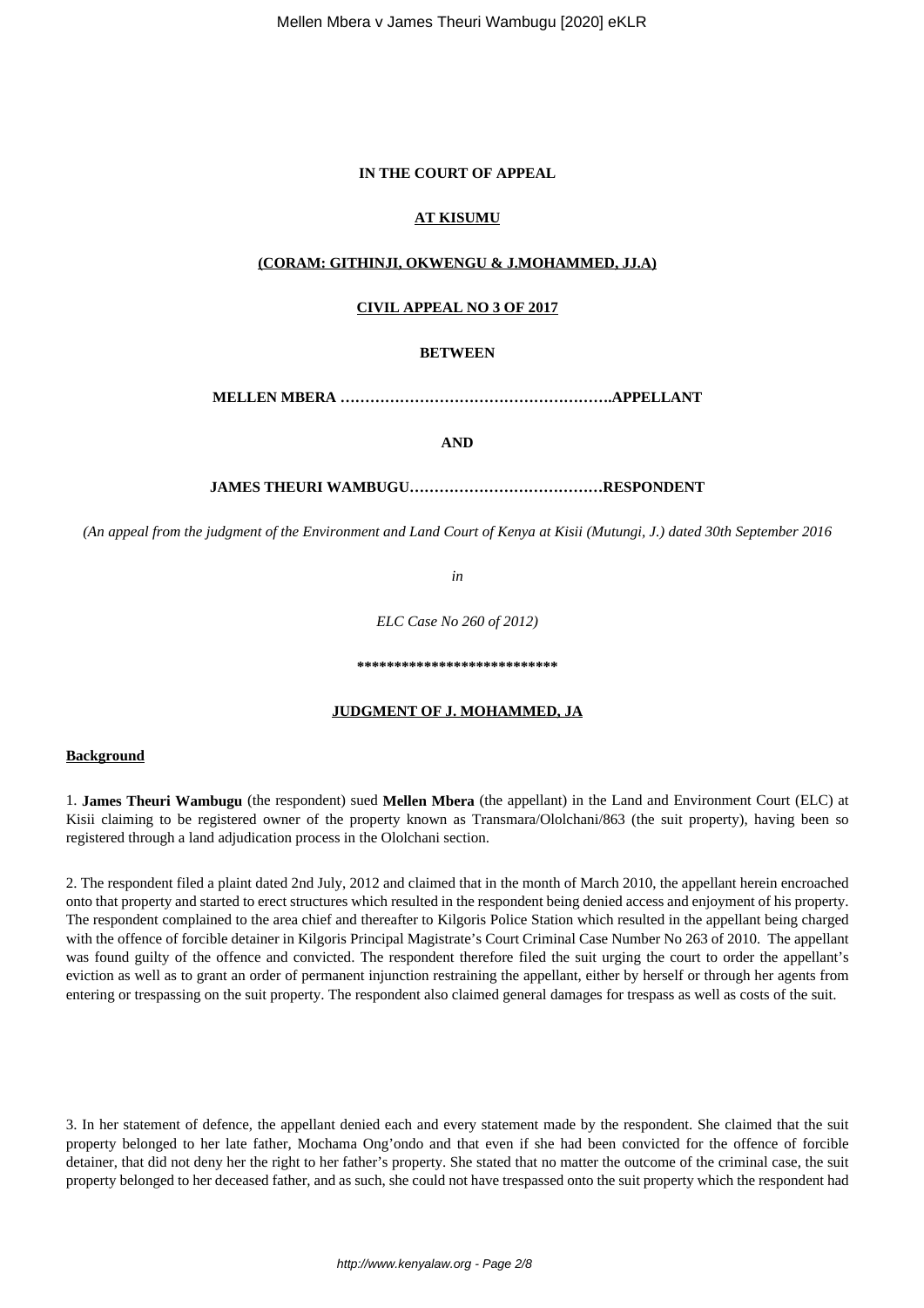**IN THE COURT OF APPEAL**

**AT KISUMU**

**(CORAM: GITHINJI, OKWENGU & J.MOHAMMED, JJ.A)**

**CIVIL APPEAL NO 3 OF 2017**

**BETWEEN**

**MELLEN MBERA ……………………………………………….APPELLANT**

**AND**

**JAMES THEURI WAMBUGU…………………………………RESPONDENT**

*(An appeal from the judgment of the Environment and Land Court of Kenya at Kisii (Mutungi, J.) dated 30th September 2016*

*in*

*ELC Case No 260 of 2012)*

**\*\*\*\*\*\*\*\*\*\*\*\*\*\*\*\*\*\*\*\*\*\*\*\*\*\*\***

**JUDGMENT OF J. MOHAMMED, JA**

**Background**

1. **James Theuri Wambugu** (the respondent) sued **Mellen Mbera** (the appellant) in the Land and Environment Court (ELC) at Kisii claiming to be registered owner of the property known as Transmara/Ololchani/863 (the suit property), having been so registered through a land adjudication process in the Ololchani section.

2. The respondent filed a plaint dated 2nd July, 2012 and claimed that in the month of March 2010, the appellant herein encroached onto that property and started to erect structures which resulted in the respondent being denied access and enjoyment of his property. The respondent complained to the area chief and thereafter to Kilgoris Police Station which resulted in the appellant being charged with the offence of forcible detainer in Kilgoris Principal Magistrate's Court Criminal Case Number No 263 of 2010. The appellant was found guilty of the offence and convicted. The respondent therefore filed the suit urging the court to order the appellant's eviction as well as to grant an order of permanent injunction restraining the appellant, either by herself or through her agents from entering or trespassing on the suit property. The respondent also claimed general damages for trespass as well as costs of the suit.

3. In her statement of defence, the appellant denied each and every statement made by the respondent. She claimed that the suit property belonged to her late father, Mochama Ong'ondo and that even if she had been convicted for the offence of forcible detainer, that did not deny her the right to her father's property. She stated that no matter the outcome of the criminal case, the suit property belonged to her deceased father, and as such, she could not have trespassed onto the suit property which the respondent had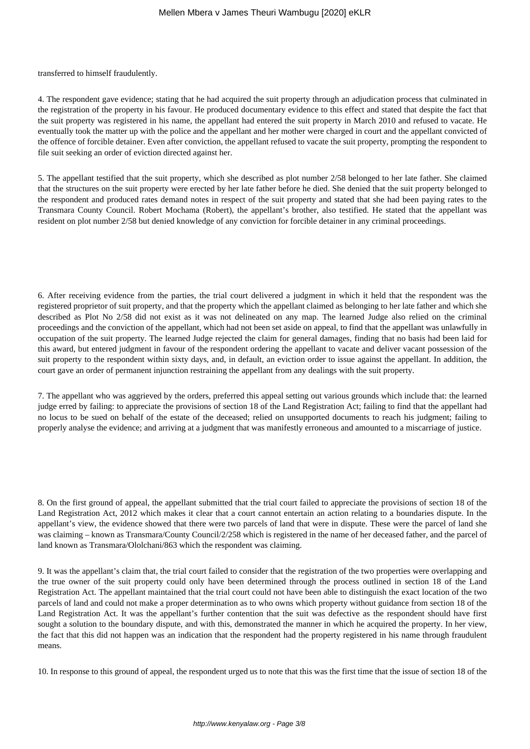transferred to himself fraudulently.

4. The respondent gave evidence; stating that he had acquired the suit property through an adjudication process that culminated in the registration of the property in his favour. He produced documentary evidence to this effect and stated that despite the fact that the suit property was registered in his name, the appellant had entered the suit property in March 2010 and refused to vacate. He eventually took the matter up with the police and the appellant and her mother were charged in court and the appellant convicted of the offence of forcible detainer. Even after conviction, the appellant refused to vacate the suit property, prompting the respondent to file suit seeking an order of eviction directed against her.

5. The appellant testified that the suit property, which she described as plot number 2/58 belonged to her late father. She claimed that the structures on the suit property were erected by her late father before he died. She denied that the suit property belonged to the respondent and produced rates demand notes in respect of the suit property and stated that she had been paying rates to the Transmara County Council. Robert Mochama (Robert), the appellant's brother, also testified. He stated that the appellant was resident on plot number 2/58 but denied knowledge of any conviction for forcible detainer in any criminal proceedings.

6. After receiving evidence from the parties, the trial court delivered a judgment in which it held that the respondent was the registered proprietor of suit property, and that the property which the appellant claimed as belonging to her late father and which she described as Plot No 2/58 did not exist as it was not delineated on any map. The learned Judge also relied on the criminal proceedings and the conviction of the appellant, which had not been set aside on appeal, to find that the appellant was unlawfully in occupation of the suit property. The learned Judge rejected the claim for general damages, finding that no basis had been laid for this award, but entered judgment in favour of the respondent ordering the appellant to vacate and deliver vacant possession of the suit property to the respondent within sixty days, and, in default, an eviction order to issue against the appellant. In addition, the court gave an order of permanent injunction restraining the appellant from any dealings with the suit property.

7. The appellant who was aggrieved by the orders, preferred this appeal setting out various grounds which include that: the learned judge erred by failing: to appreciate the provisions of section 18 of the Land Registration Act; failing to find that the appellant had no locus to be sued on behalf of the estate of the deceased; relied on unsupported documents to reach his judgment; failing to properly analyse the evidence; and arriving at a judgment that was manifestly erroneous and amounted to a miscarriage of justice.

8. On the first ground of appeal, the appellant submitted that the trial court failed to appreciate the provisions of section 18 of the Land Registration Act, 2012 which makes it clear that a court cannot entertain an action relating to a boundaries dispute. In the appellant's view, the evidence showed that there were two parcels of land that were in dispute. These were the parcel of land she was claiming – known as Transmara/County Council/2/258 which is registered in the name of her deceased father, and the parcel of land known as Transmara/Ololchani/863 which the respondent was claiming.

9. It was the appellant's claim that, the trial court failed to consider that the registration of the two properties were overlapping and the true owner of the suit property could only have been determined through the process outlined in section 18 of the Land Registration Act. The appellant maintained that the trial court could not have been able to distinguish the exact location of the two parcels of land and could not make a proper determination as to who owns which property without guidance from section 18 of the Land Registration Act. It was the appellant's further contention that the suit was defective as the respondent should have first sought a solution to the boundary dispute, and with this, demonstrated the manner in which he acquired the property. In her view, the fact that this did not happen was an indication that the respondent had the property registered in his name through fraudulent means.

10. In response to this ground of appeal, the respondent urged us to note that this was the first time that the issue of section 18 of the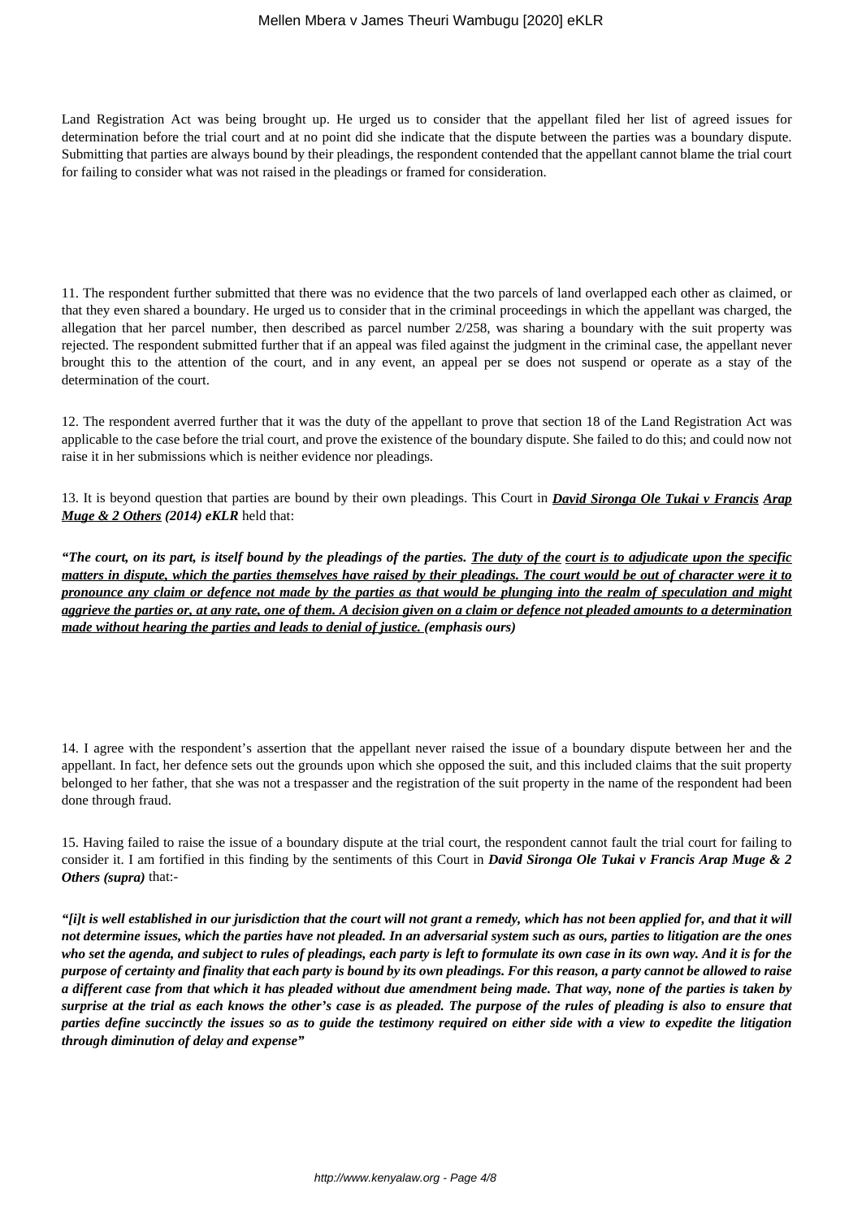Land Registration Act was being brought up. He urged us to consider that the appellant filed her list of agreed issues for determination before the trial court and at no point did she indicate that the dispute between the parties was a boundary dispute. Submitting that parties are always bound by their pleadings, the respondent contended that the appellant cannot blame the trial court for failing to consider what was not raised in the pleadings or framed for consideration.

11. The respondent further submitted that there was no evidence that the two parcels of land overlapped each other as claimed, or that they even shared a boundary. He urged us to consider that in the criminal proceedings in which the appellant was charged, the allegation that her parcel number, then described as parcel number 2/258, was sharing a boundary with the suit property was rejected. The respondent submitted further that if an appeal was filed against the judgment in the criminal case, the appellant never brought this to the attention of the court, and in any event, an appeal per se does not suspend or operate as a stay of the determination of the court.

12. The respondent averred further that it was the duty of the appellant to prove that section 18 of the Land Registration Act was applicable to the case before the trial court, and prove the existence of the boundary dispute. She failed to do this; and could now not raise it in her submissions which is neither evidence nor pleadings.

13. It is beyond question that parties are bound by their own pleadings. This Court in ***David Sironga Ole Tukai v Francis Arap Muge & 2 Others* (2014) eKLR** held that:

***"The court, on its part, is itself bound by the pleadings of the parties. The duty of the court is to adjudicate upon the specific matters in dispute, which the parties themselves have raised by their pleadings. The court would be out of character were it to pronounce any claim or defence not made by the parties as that would be plunging into the realm of speculation and might aggrieve the parties or, at any rate, one of them. A decision given on a claim or defence not pleaded amounts to a determination made without hearing the parties and leads to denial of justice. (emphasis ours)***

14. I agree with the respondent's assertion that the appellant never raised the issue of a boundary dispute between her and the appellant. In fact, her defence sets out the grounds upon which she opposed the suit, and this included claims that the suit property belonged to her father, that she was not a trespasser and the registration of the suit property in the name of the respondent had been done through fraud.

15. Having failed to raise the issue of a boundary dispute at the trial court, the respondent cannot fault the trial court for failing to consider it. I am fortified in this finding by the sentiments of this Court in ***David Sironga Ole Tukai v Francis Arap Muge & 2 Others (supra)*** that:-

***"[i]t is well established in our jurisdiction that the court will not grant a remedy, which has not been applied for, and that it will not determine issues, which the parties have not pleaded. In an adversarial system such as ours, parties to litigation are the ones who set the agenda, and subject to rules of pleadings, each party is left to formulate its own case in its own way. And it is for the purpose of certainty and finality that each party is bound by its own pleadings. For this reason, a party cannot be allowed to raise a different case from that which it has pleaded without due amendment being made. That way, none of the parties is taken by surprise at the trial as each knows the other's case is as pleaded. The purpose of the rules of pleading is also to ensure that parties define succinctly the issues so as to guide the testimony required on either side with a view to expedite the litigation through diminution of delay and expense"***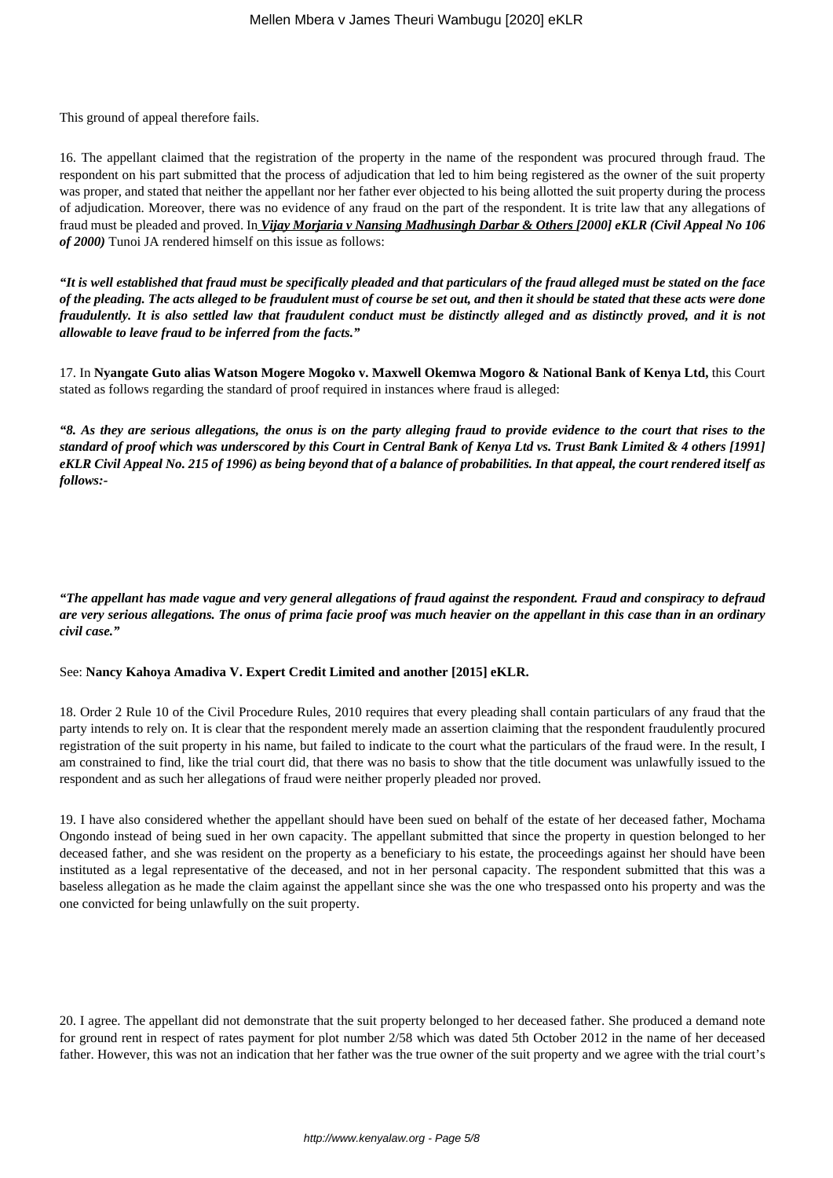This ground of appeal therefore fails.

16. The appellant claimed that the registration of the property in the name of the respondent was procured through fraud. The respondent on his part submitted that the process of adjudication that led to him being registered as the owner of the suit property was proper, and stated that neither the appellant nor her father ever objected to his being allotted the suit property during the process of adjudication. Moreover, there was no evidence of any fraud on the part of the respondent. It is trite law that any allegations of fraud must be pleaded and proved. In ***Vijay Morjaria v Nansing Madhusingh Darbar & Others [2000] eKLR (Civil Appeal No 106 of 2000)*** Tunoi JA rendered himself on this issue as follows:

***"It is well established that fraud must be specifically pleaded and that particulars of the fraud alleged must be stated on the face of the pleading. The acts alleged to be fraudulent must of course be set out, and then it should be stated that these acts were done fraudulently. It is also settled law that fraudulent conduct must be distinctly alleged and as distinctly proved, and it is not allowable to leave fraud to be inferred from the facts."***

17. In **Nyangate Guto alias Watson Mogere Mogoko v. Maxwell Okemwa Mogoro & National Bank of Kenya Ltd,** this Court stated as follows regarding the standard of proof required in instances where fraud is alleged:

***"8. As they are serious allegations, the onus is on the party alleging fraud to provide evidence to the court that rises to the standard of proof which was underscored by this Court in Central Bank of Kenya Ltd vs. Trust Bank Limited & 4 others [1991] eKLR Civil Appeal No. 215 of 1996) as being beyond that of a balance of probabilities. In that appeal, the court rendered itself as follows:-***

***"The appellant has made vague and very general allegations of fraud against the respondent. Fraud and conspiracy to defraud are very serious allegations. The onus of prima facie proof was much heavier on the appellant in this case than in an ordinary civil case."***

See: **Nancy Kahoya Amadiva V. Expert Credit Limited and another [2015] eKLR.**

18. Order 2 Rule 10 of the Civil Procedure Rules, 2010 requires that every pleading shall contain particulars of any fraud that the party intends to rely on. It is clear that the respondent merely made an assertion claiming that the respondent fraudulently procured registration of the suit property in his name, but failed to indicate to the court what the particulars of the fraud were. In the result, I am constrained to find, like the trial court did, that there was no basis to show that the title document was unlawfully issued to the respondent and as such her allegations of fraud were neither properly pleaded nor proved.

19. I have also considered whether the appellant should have been sued on behalf of the estate of her deceased father, Mochama Ongondo instead of being sued in her own capacity. The appellant submitted that since the property in question belonged to her deceased father, and she was resident on the property as a beneficiary to his estate, the proceedings against her should have been instituted as a legal representative of the deceased, and not in her personal capacity. The respondent submitted that this was a baseless allegation as he made the claim against the appellant since she was the one who trespassed onto his property and was the one convicted for being unlawfully on the suit property.

20. I agree. The appellant did not demonstrate that the suit property belonged to her deceased father. She produced a demand note for ground rent in respect of rates payment for plot number 2/58 which was dated 5th October 2012 in the name of her deceased father. However, this was not an indication that her father was the true owner of the suit property and we agree with the trial court's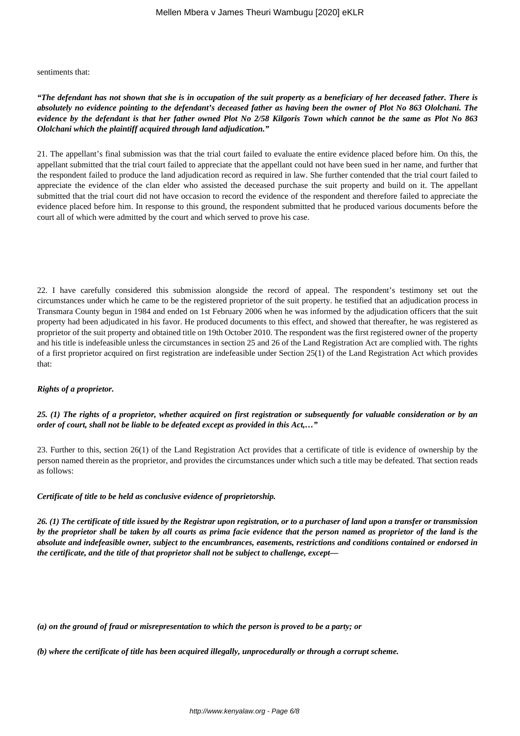sentiments that:

***"The defendant has not shown that she is in occupation of the suit property as a beneficiary of her deceased father. There is absolutely no evidence pointing to the defendant's deceased father as having been the owner of Plot No 863 Ololchani. The evidence by the defendant is that her father owned Plot No 2/58 Kilgoris Town which cannot be the same as Plot No 863 Ololchani which the plaintiff acquired through land adjudication."***

21. The appellant's final submission was that the trial court failed to evaluate the entire evidence placed before him. On this, the appellant submitted that the trial court failed to appreciate that the appellant could not have been sued in her name, and further that the respondent failed to produce the land adjudication record as required in law. She further contended that the trial court failed to appreciate the evidence of the clan elder who assisted the deceased purchase the suit property and build on it. The appellant submitted that the trial court did not have occasion to record the evidence of the respondent and therefore failed to appreciate the evidence placed before him. In response to this ground, the respondent submitted that he produced various documents before the court all of which were admitted by the court and which served to prove his case.

22. I have carefully considered this submission alongside the record of appeal. The respondent's testimony set out the circumstances under which he came to be the registered proprietor of the suit property. he testified that an adjudication process in Transmara County begun in 1984 and ended on 1st February 2006 when he was informed by the adjudication officers that the suit property had been adjudicated in his favor. He produced documents to this effect, and showed that thereafter, he was registered as proprietor of the suit property and obtained title on 19th October 2010. The respondent was the first registered owner of the property and his title is indefeasible unless the circumstances in section 25 and 26 of the Land Registration Act are complied with. The rights of a first proprietor acquired on first registration are indefeasible under Section 25(1) of the Land Registration Act which provides that:

***Rights of a proprietor.***

***25. (1) The rights of a proprietor, whether acquired on first registration or subsequently for valuable consideration or by an order of court, shall not be liable to be defeated except as provided in this Act,…"***

23. Further to this, section 26(1) of the Land Registration Act provides that a certificate of title is evidence of ownership by the person named therein as the proprietor, and provides the circumstances under which such a title may be defeated. That section reads as follows:

***Certificate of title to be held as conclusive evidence of proprietorship.***

***26. (1) The certificate of title issued by the Registrar upon registration, or to a purchaser of land upon a transfer or transmission by the proprietor shall be taken by all courts as prima facie evidence that the person named as proprietor of the land is the absolute and indefeasible owner, subject to the encumbrances, easements, restrictions and conditions contained or endorsed in the certificate, and the title of that proprietor shall not be subject to challenge, except—***

***(a) on the ground of fraud or misrepresentation to which the person is proved to be a party; or***

***(b) where the certificate of title has been acquired illegally, unprocedurally or through a corrupt scheme.***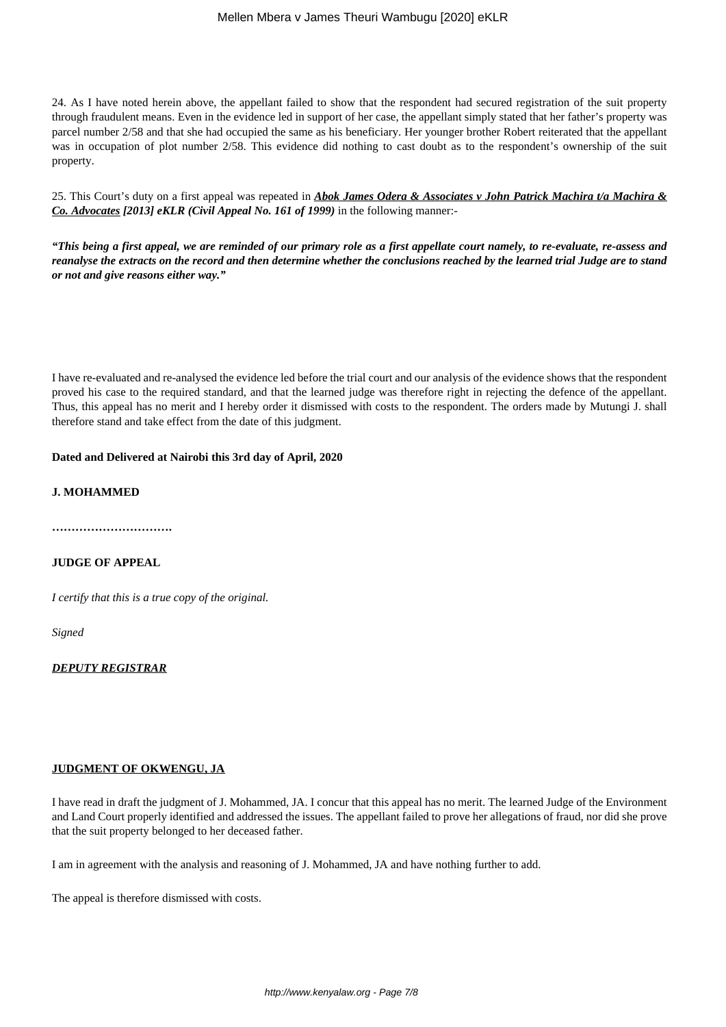24. As I have noted herein above, the appellant failed to show that the respondent had secured registration of the suit property through fraudulent means. Even in the evidence led in support of her case, the appellant simply stated that her father's property was parcel number 2/58 and that she had occupied the same as his beneficiary. Her younger brother Robert reiterated that the appellant was in occupation of plot number 2/58. This evidence did nothing to cast doubt as to the respondent's ownership of the suit property.

25. This Court's duty on a first appeal was repeated in ***Abok James Odera & Associates v John Patrick Machira t/a Machira & Co. Advocates*** ***[2013] eKLR (Civil Appeal No. 161 of 1999)*** in the following manner:-

***"This being a first appeal, we are reminded of our primary role as a first appellate court namely, to re-evaluate, re-assess and reanalyse the extracts on the record and then determine whether the conclusions reached by the learned trial Judge are to stand or not and give reasons either way."***

I have re-evaluated and re-analysed the evidence led before the trial court and our analysis of the evidence shows that the respondent proved his case to the required standard, and that the learned judge was therefore right in rejecting the defence of the appellant. Thus, this appeal has no merit and I hereby order it dismissed with costs to the respondent. The orders made by Mutungi J. shall therefore stand and take effect from the date of this judgment.

**Dated and Delivered at Nairobi this 3rd day of April, 2020**

**J. MOHAMMED**

**………………………….**

**JUDGE OF APPEAL**

*I certify that this is a true copy of the original.*

*Signed*

***DEPUTY REGISTRAR***

**JUDGMENT OF OKWENGU, JA**

I have read in draft the judgment of J. Mohammed, JA. I concur that this appeal has no merit. The learned Judge of the Environment and Land Court properly identified and addressed the issues. The appellant failed to prove her allegations of fraud, nor did she prove that the suit property belonged to her deceased father.

I am in agreement with the analysis and reasoning of J. Mohammed, JA and have nothing further to add.

The appeal is therefore dismissed with costs.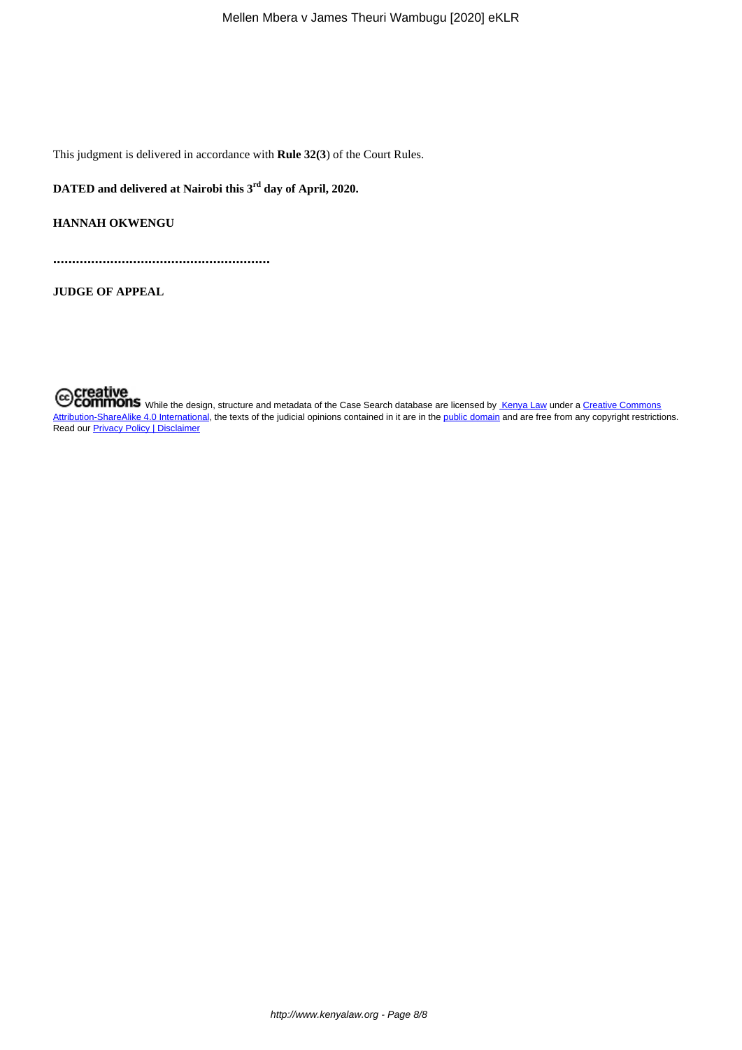This judgment is delivered in accordance with **Rule 32(3**) of the Court Rules.

**DATED and delivered at Nairobi this 3rd day of April, 2020.**

**HANNAH OKWENGU**

**…………………………………………………**

**JUDGE OF APPEAL**

While the design, structure and metadata of the Case Search database are licensed by Kenya Law under a Creative Commons Attribution-ShareAlike 4.0 International, the texts of the judicial opinions contained in it are in the public domain and are free from any copyright restrictions. Read our Privacy Policy | Disclaimer